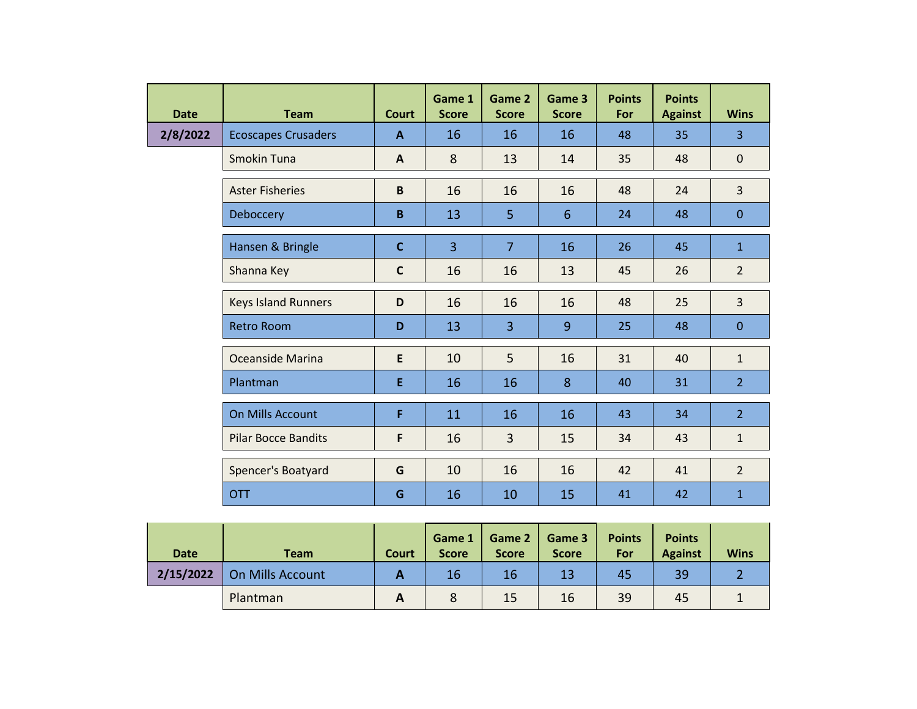| Date | Team | Court | Game 1 Score | Game 2 Score | Game 3 Score | Points For | Points Against | Wins |
|---|---|---|---|---|---|---|---|---|
| 2/8/2022 | Ecoscapes Crusaders | A | 16 | 16 | 16 | 48 | 35 | 3 |
| | Smokin Tuna | A | 8 | 13 | 14 | 35 | 48 | 0 |
| | Aster Fisheries | B | 16 | 16 | 16 | 48 | 24 | 3 |
| | Deboccery | B | 13 | 5 | 6 | 24 | 48 | 0 |
| | Hansen & Bringle | C | 3 | 7 | 16 | 26 | 45 | 1 |
| | Shanna Key | C | 16 | 16 | 13 | 45 | 26 | 2 |
| | Keys Island Runners | D | 16 | 16 | 16 | 48 | 25 | 3 |
| | Retro Room | D | 13 | 3 | 9 | 25 | 48 | 0 |
| | Oceanside Marina | E | 10 | 5 | 16 | 31 | 40 | 1 |
| | Plantman | E | 16 | 16 | 8 | 40 | 31 | 2 |
| | On Mills Account | F | 11 | 16 | 16 | 43 | 34 | 2 |
| | Pilar Bocce Bandits | F | 16 | 3 | 15 | 34 | 43 | 1 |
| | Spencer's Boatyard | G | 10 | 16 | 16 | 42 | 41 | 2 |
| | OTT | G | 16 | 10 | 15 | 41 | 42 | 1 |

| Date | Team | Court | Game 1 Score | Game 2 Score | Game 3 Score | Points For | Points Against | Wins |
|---|---|---|---|---|---|---|---|---|
| 2/15/2022 | On Mills Account | A | 16 | 16 | 13 | 45 | 39 | 2 |
| | Plantman | A | 8 | 15 | 16 | 39 | 45 | 1 |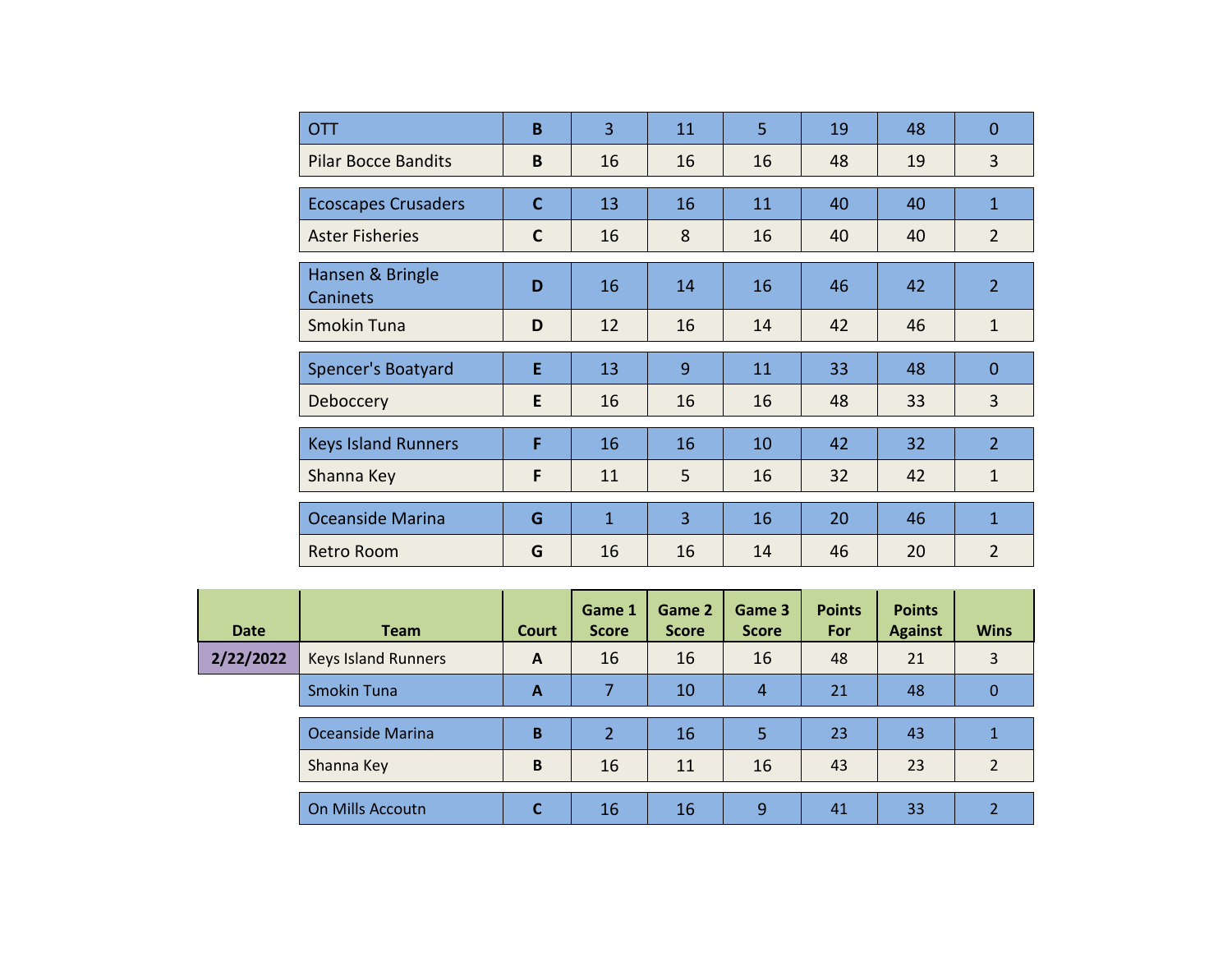| Date | Team | Court | Game 1 Score | Game 2 Score | Game 3 Score | Points For | Points Against | Wins |
|---|---|---|---|---|---|---|---|---|
| | OTT | B | 3 | 11 | 5 | 19 | 48 | 0 |
| | Pilar Bocce Bandits | B | 16 | 16 | 16 | 48 | 19 | 3 |
| | Ecoscapes Crusaders | C | 13 | 16 | 11 | 40 | 40 | 1 |
| | Aster Fisheries | C | 16 | 8 | 16 | 40 | 40 | 2 |
| | Hansen & Bringle Caninets | D | 16 | 14 | 16 | 46 | 42 | 2 |
| | Smokin Tuna | D | 12 | 16 | 14 | 42 | 46 | 1 |
| | Spencer's Boatyard | E | 13 | 9 | 11 | 33 | 48 | 0 |
| | Deboccery | E | 16 | 16 | 16 | 48 | 33 | 3 |
| | Keys Island Runners | F | 16 | 16 | 10 | 42 | 32 | 2 |
| | Shanna Key | F | 11 | 5 | 16 | 32 | 42 | 1 |
| | Oceanside Marina | G | 1 | 3 | 16 | 20 | 46 | 1 |
| | Retro Room | G | 16 | 16 | 14 | 46 | 20 | 2 |

| Date | Team | Court | Game 1 Score | Game 2 Score | Game 3 Score | Points For | Points Against | Wins |
|---|---|---|---|---|---|---|---|---|
| 2/22/2022 | Keys Island Runners | A | 16 | 16 | 16 | 48 | 21 | 3 |
| | Smokin Tuna | A | 7 | 10 | 4 | 21 | 48 | 0 |
| | Oceanside Marina | B | 2 | 16 | 5 | 23 | 43 | 1 |
| | Shanna Key | B | 16 | 11 | 16 | 43 | 23 | 2 |
| | On Mills Accoutn | C | 16 | 16 | 9 | 41 | 33 | 2 |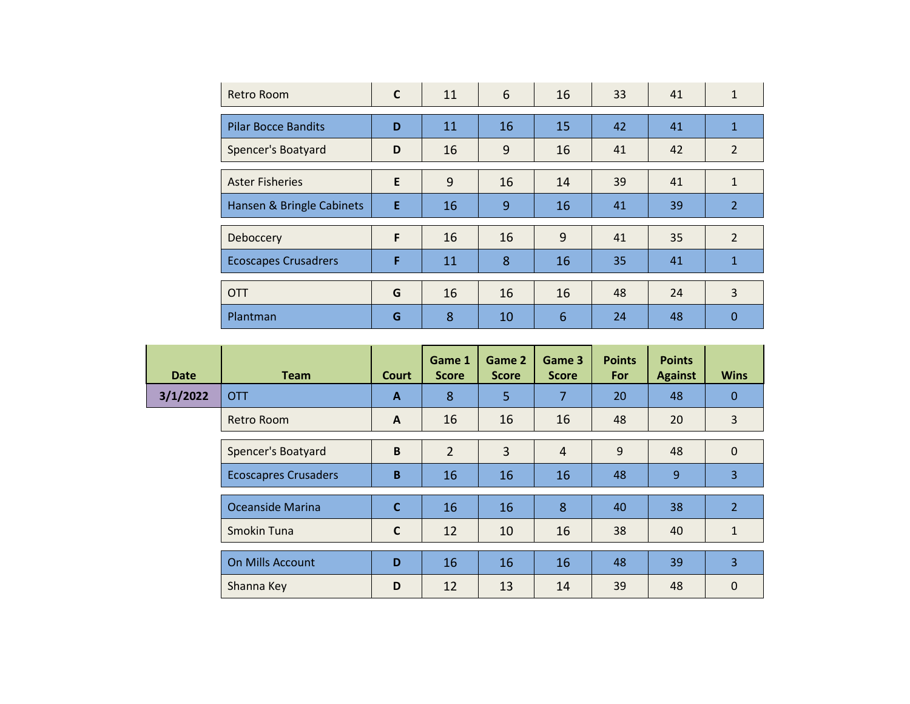| Retro Room | C | 11 | 6 | 16 | 33 | 41 | 1 |
|---|---|---|---|---|---|---|---|
| Pilar Bocce Bandits | D | 11 | 16 | 15 | 42 | 41 | 1 |
| Spencer's Boatyard | D | 16 | 9 | 16 | 41 | 42 | 2 |
| Aster Fisheries | E | 9 | 16 | 14 | 39 | 41 | 1 |
| Hansen & Bringle Cabinets | E | 16 | 9 | 16 | 41 | 39 | 2 |
| Deboccery | F | 16 | 16 | 9 | 41 | 35 | 2 |
| Ecoscapes Crusadrers | F | 11 | 8 | 16 | 35 | 41 | 1 |
| OTT | G | 16 | 16 | 16 | 48 | 24 | 3 |
| Plantman | G | 8 | 10 | 6 | 24 | 48 | 0 |

| Date | Team | Court | Game 1 Score | Game 2 Score | Game 3 Score | Points For | Points Against | Wins |
|---|---|---|---|---|---|---|---|---|
| 3/1/2022 | OTT | A | 8 | 5 | 7 | 20 | 48 | 0 |
| | Retro Room | A | 16 | 16 | 16 | 48 | 20 | 3 |
| | Spencer's Boatyard | B | 2 | 3 | 4 | 9 | 48 | 0 |
| | Ecoscapres Crusaders | B | 16 | 16 | 16 | 48 | 9 | 3 |
| | Oceanside Marina | C | 16 | 16 | 8 | 40 | 38 | 2 |
| | Smokin Tuna | C | 12 | 10 | 16 | 38 | 40 | 1 |
| | On Mills Account | D | 16 | 16 | 16 | 48 | 39 | 3 |
| | Shanna Key | D | 12 | 13 | 14 | 39 | 48 | 0 |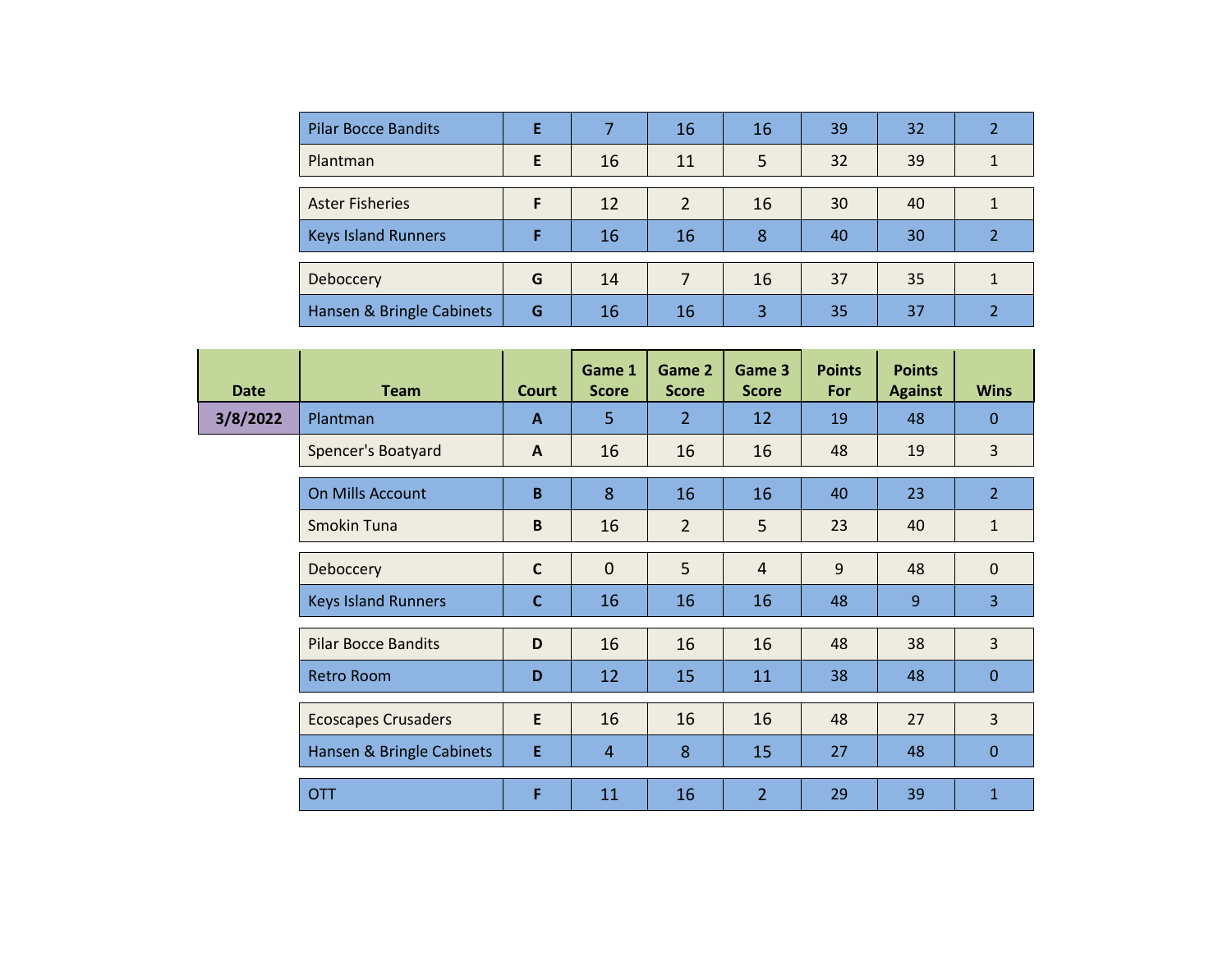| | Team | Court | Game 1 Score | Game 2 Score | Game 3 Score | Points For | Points Against | Wins |
|---|---|---|---|---|---|---|---|---|
| | Pilar Bocce Bandits | E | 7 | 16 | 16 | 39 | 32 | 2 |
| | Plantman | E | 16 | 11 | 5 | 32 | 39 | 1 |
| | Aster Fisheries | F | 12 | 2 | 16 | 30 | 40 | 1 |
| | Keys Island Runners | F | 16 | 16 | 8 | 40 | 30 | 2 |
| | Deboccery | G | 14 | 7 | 16 | 37 | 35 | 1 |
| | Hansen & Bringle Cabinets | G | 16 | 16 | 3 | 35 | 37 | 2 |

| Date | Team | Court | Game 1 Score | Game 2 Score | Game 3 Score | Points For | Points Against | Wins |
|---|---|---|---|---|---|---|---|---|
| 3/8/2022 | Plantman | A | 5 | 2 | 12 | 19 | 48 | 0 |
| | Spencer's Boatyard | A | 16 | 16 | 16 | 48 | 19 | 3 |
| | On Mills Account | B | 8 | 16 | 16 | 40 | 23 | 2 |
| | Smokin Tuna | B | 16 | 2 | 5 | 23 | 40 | 1 |
| | Deboccery | C | 0 | 5 | 4 | 9 | 48 | 0 |
| | Keys Island Runners | C | 16 | 16 | 16 | 48 | 9 | 3 |
| | Pilar Bocce Bandits | D | 16 | 16 | 16 | 48 | 38 | 3 |
| | Retro Room | D | 12 | 15 | 11 | 38 | 48 | 0 |
| | Ecoscapes Crusaders | E | 16 | 16 | 16 | 48 | 27 | 3 |
| | Hansen & Bringle Cabinets | E | 4 | 8 | 15 | 27 | 48 | 0 |
| | OTT | F | 11 | 16 | 2 | 29 | 39 | 1 |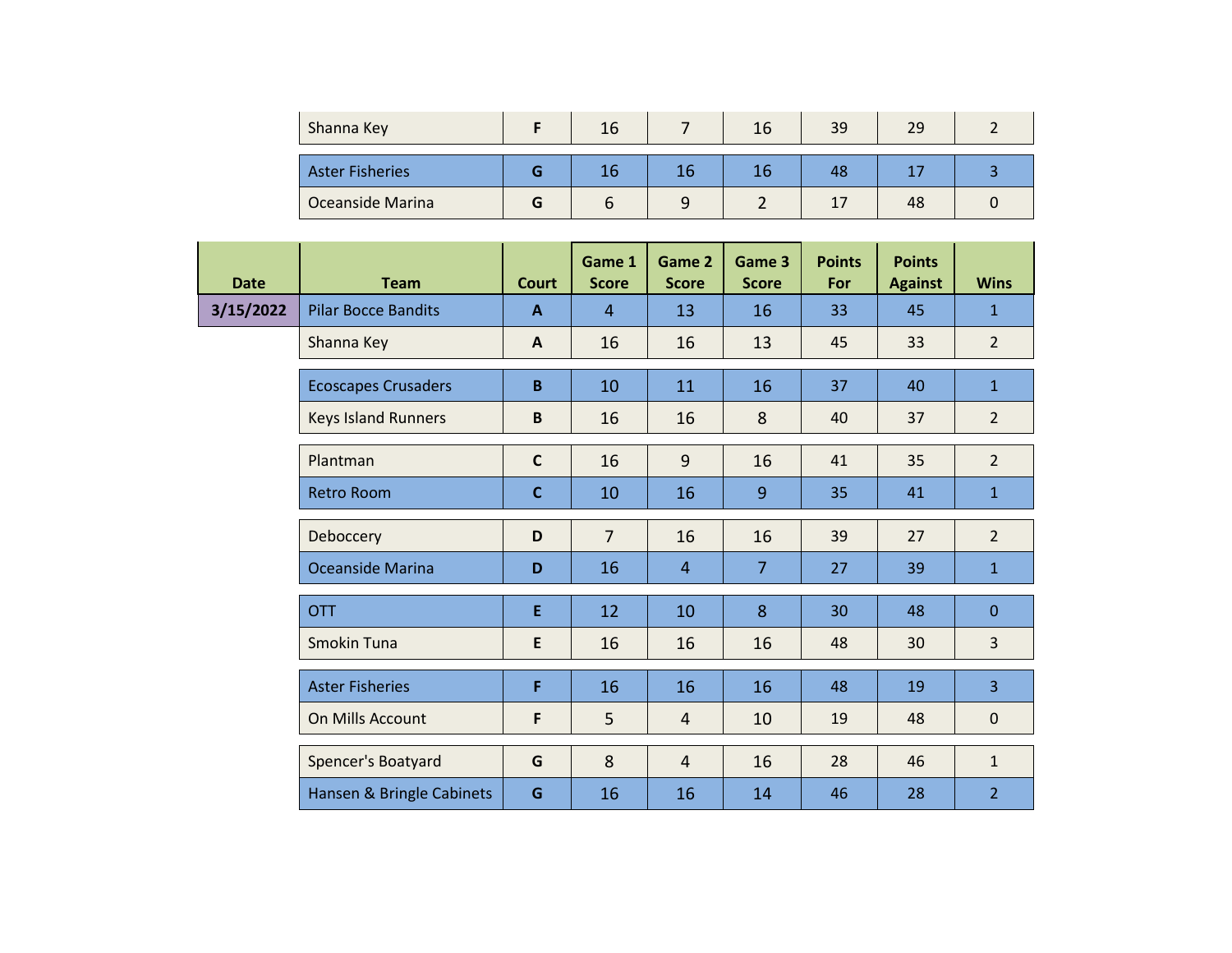| | Team | Court | Game 1 Score | Game 2 Score | Game 3 Score | Points For | Points Against | Wins |
|---|---|---|---|---|---|---|---|---|
| | Shanna Key | F | 16 | 7 | 16 | 39 | 29 | 2 |
| | Aster Fisheries | G | 16 | 16 | 16 | 48 | 17 | 3 |
| | Oceanside Marina | G | 6 | 9 | 2 | 17 | 48 | 0 |

| Date | Team | Court | Game 1 Score | Game 2 Score | Game 3 Score | Points For | Points Against | Wins |
|---|---|---|---|---|---|---|---|---|
| 3/15/2022 | Pilar Bocce Bandits | A | 4 | 13 | 16 | 33 | 45 | 1 |
| | Shanna Key | A | 16 | 16 | 13 | 45 | 33 | 2 |
| | Ecoscapes Crusaders | B | 10 | 11 | 16 | 37 | 40 | 1 |
| | Keys Island Runners | B | 16 | 16 | 8 | 40 | 37 | 2 |
| | Plantman | C | 16 | 9 | 16 | 41 | 35 | 2 |
| | Retro Room | C | 10 | 16 | 9 | 35 | 41 | 1 |
| | Deboccery | D | 7 | 16 | 16 | 39 | 27 | 2 |
| | Oceanside Marina | D | 16 | 4 | 7 | 27 | 39 | 1 |
| | OTT | E | 12 | 10 | 8 | 30 | 48 | 0 |
| | Smokin Tuna | E | 16 | 16 | 16 | 48 | 30 | 3 |
| | Aster Fisheries | F | 16 | 16 | 16 | 48 | 19 | 3 |
| | On Mills Account | F | 5 | 4 | 10 | 19 | 48 | 0 |
| | Spencer's Boatyard | G | 8 | 4 | 16 | 28 | 46 | 1 |
| | Hansen & Bringle Cabinets | G | 16 | 16 | 14 | 46 | 28 | 2 |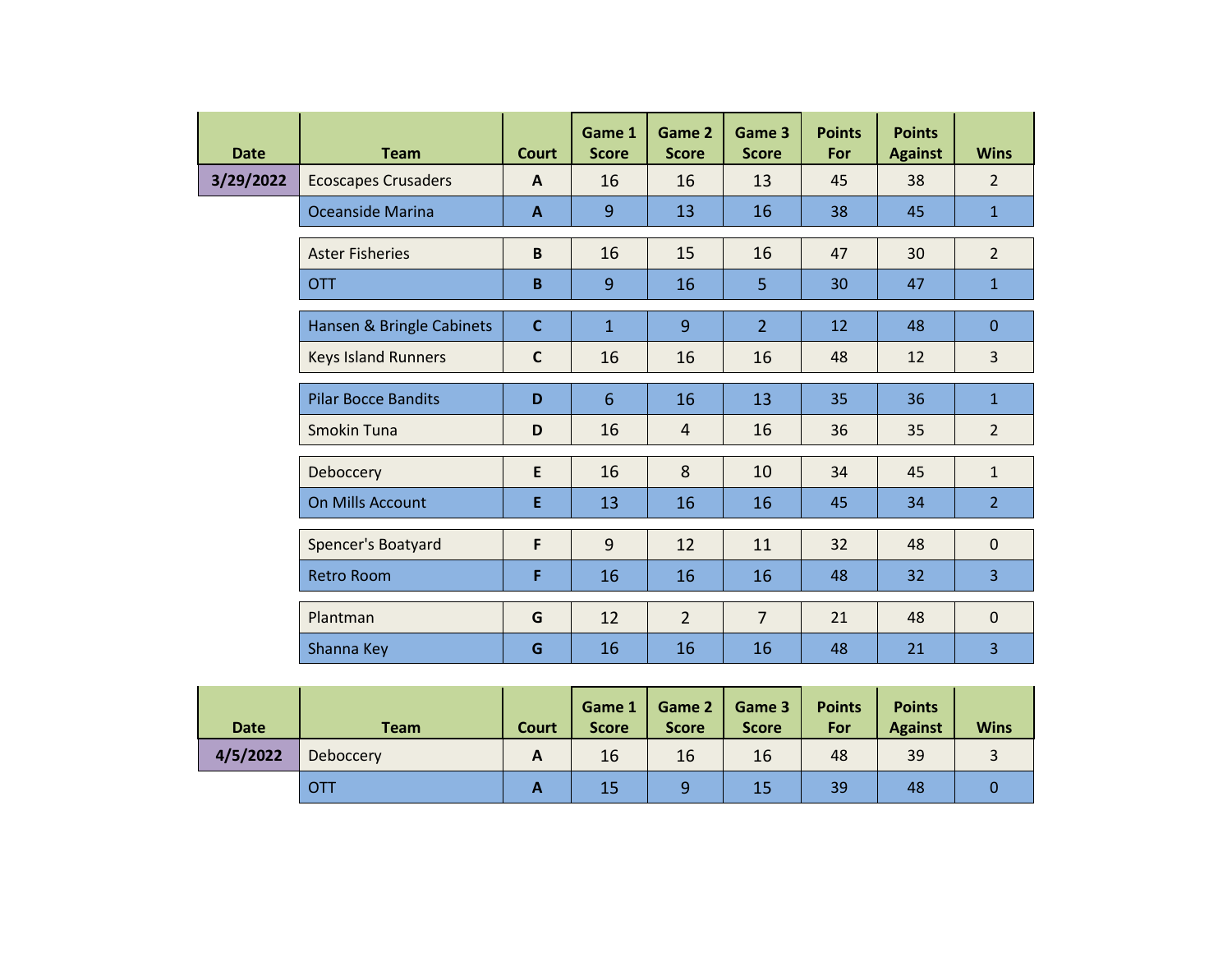| Date | Team | Court | Game 1 Score | Game 2 Score | Game 3 Score | Points For | Points Against | Wins |
|---|---|---|---|---|---|---|---|---|
| 3/29/2022 | Ecoscapes Crusaders | A | 16 | 16 | 13 | 45 | 38 | 2 |
| | Oceanside Marina | A | 9 | 13 | 16 | 38 | 45 | 1 |
| | Aster Fisheries | B | 16 | 15 | 16 | 47 | 30 | 2 |
| | OTT | B | 9 | 16 | 5 | 30 | 47 | 1 |
| | Hansen & Bringle Cabinets | C | 1 | 9 | 2 | 12 | 48 | 0 |
| | Keys Island Runners | C | 16 | 16 | 16 | 48 | 12 | 3 |
| | Pilar Bocce Bandits | D | 6 | 16 | 13 | 35 | 36 | 1 |
| | Smokin Tuna | D | 16 | 4 | 16 | 36 | 35 | 2 |
| | Deboccery | E | 16 | 8 | 10 | 34 | 45 | 1 |
| | On Mills Account | E | 13 | 16 | 16 | 45 | 34 | 2 |
| | Spencer's Boatyard | F | 9 | 12 | 11 | 32 | 48 | 0 |
| | Retro Room | F | 16 | 16 | 16 | 48 | 32 | 3 |
| | Plantman | G | 12 | 2 | 7 | 21 | 48 | 0 |
| | Shanna Key | G | 16 | 16 | 16 | 48 | 21 | 3 |

| Date | Team | Court | Game 1 Score | Game 2 Score | Game 3 Score | Points For | Points Against | Wins |
|---|---|---|---|---|---|---|---|---|
| 4/5/2022 | Deboccery | A | 16 | 16 | 16 | 48 | 39 | 3 |
| | OTT | A | 15 | 9 | 15 | 39 | 48 | 0 |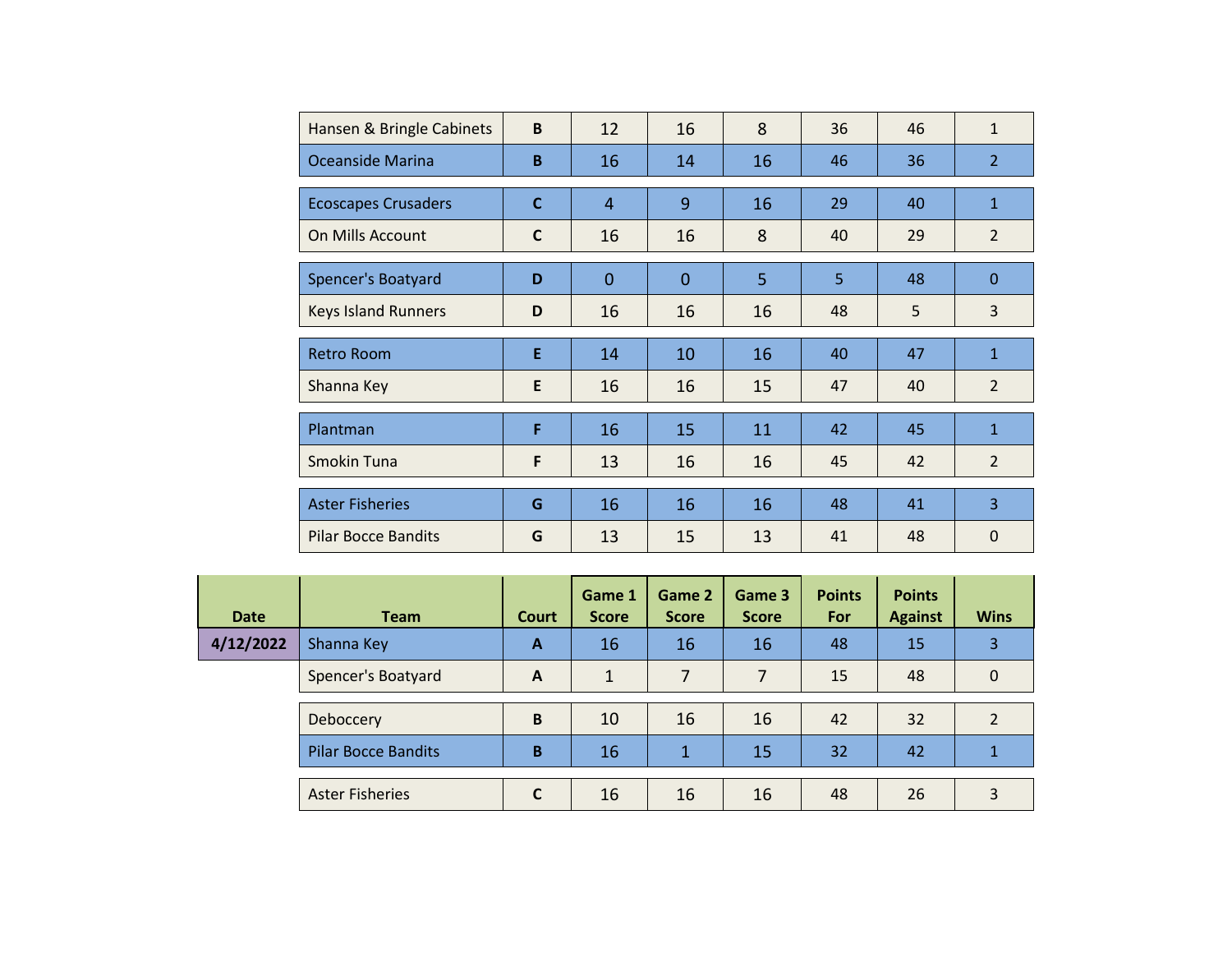| | Team | Court | Game 1 Score | Game 2 Score | Game 3 Score | Points For | Points Against | Wins |
|---|---|---|---|---|---|---|---|---|
| | Hansen & Bringle Cabinets | B | 12 | 16 | 8 | 36 | 46 | 1 |
| | Oceanside Marina | B | 16 | 14 | 16 | 46 | 36 | 2 |
| | Ecoscapes Crusaders | C | 4 | 9 | 16 | 29 | 40 | 1 |
| | On Mills Account | C | 16 | 16 | 8 | 40 | 29 | 2 |
| | Spencer's Boatyard | D | 0 | 0 | 5 | 5 | 48 | 0 |
| | Keys Island Runners | D | 16 | 16 | 16 | 48 | 5 | 3 |
| | Retro Room | E | 14 | 10 | 16 | 40 | 47 | 1 |
| | Shanna Key | E | 16 | 16 | 15 | 47 | 40 | 2 |
| | Plantman | F | 16 | 15 | 11 | 42 | 45 | 1 |
| | Smokin Tuna | F | 13 | 16 | 16 | 45 | 42 | 2 |
| | Aster Fisheries | G | 16 | 16 | 16 | 48 | 41 | 3 |
| | Pilar Bocce Bandits | G | 13 | 15 | 13 | 41 | 48 | 0 |

| Date | Team | Court | Game 1 Score | Game 2 Score | Game 3 Score | Points For | Points Against | Wins |
|---|---|---|---|---|---|---|---|---|
| 4/12/2022 | Shanna Key | A | 16 | 16 | 16 | 48 | 15 | 3 |
| | Spencer's Boatyard | A | 1 | 7 | 7 | 15 | 48 | 0 |
| | Deboccery | B | 10 | 16 | 16 | 42 | 32 | 2 |
| | Pilar Bocce Bandits | B | 16 | 1 | 15 | 32 | 42 | 1 |
| | Aster Fisheries | C | 16 | 16 | 16 | 48 | 26 | 3 |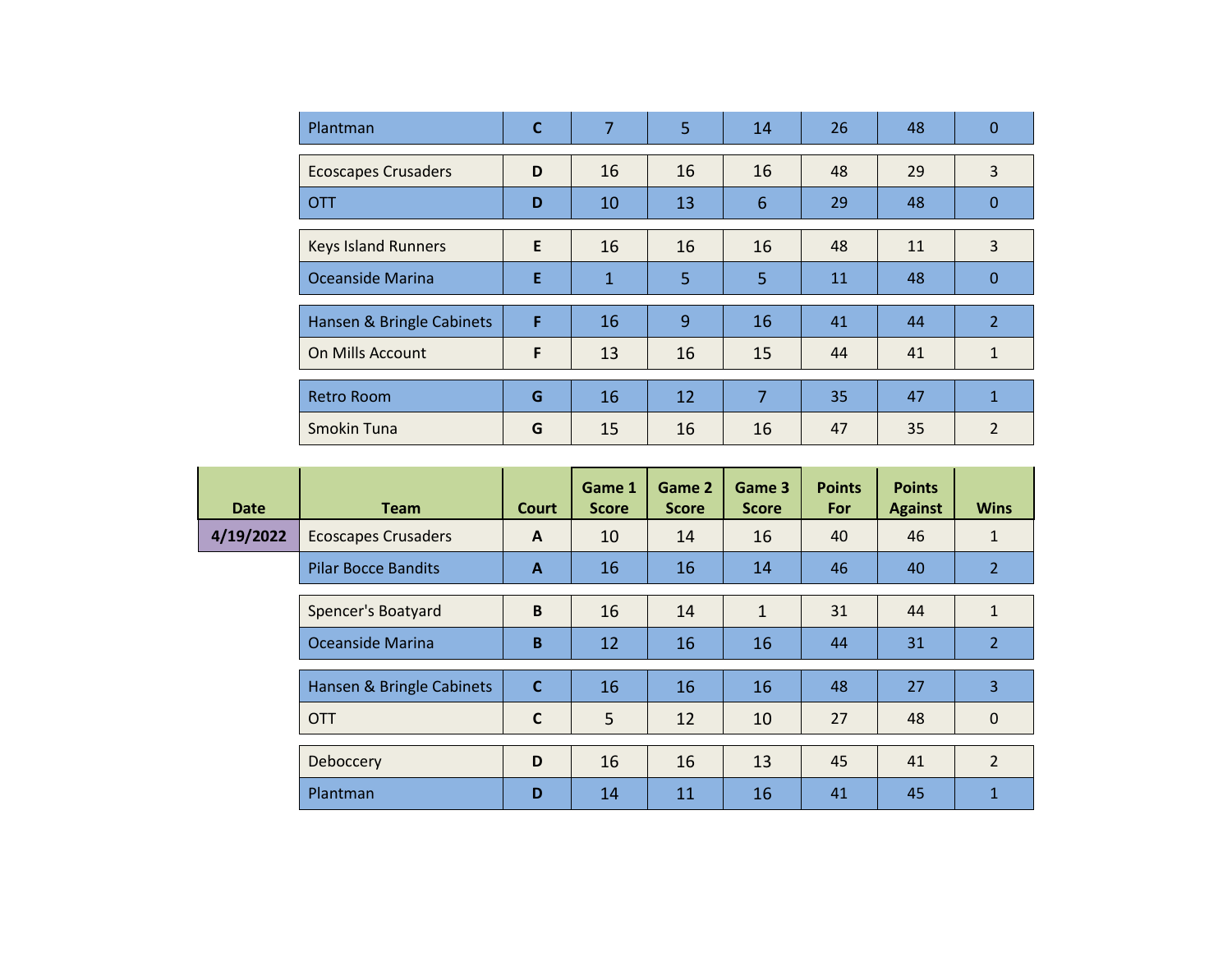| Date | Team | Court | Game 1 Score | Game 2 Score | Game 3 Score | Points For | Points Against | Wins |
|---|---|---|---|---|---|---|---|---|
| | Plantman | C | 7 | 5 | 14 | 26 | 48 | 0 |
| | Ecoscapes Crusaders | D | 16 | 16 | 16 | 48 | 29 | 3 |
| | OTT | D | 10 | 13 | 6 | 29 | 48 | 0 |
| | Keys Island Runners | E | 16 | 16 | 16 | 48 | 11 | 3 |
| | Oceanside Marina | E | 1 | 5 | 5 | 11 | 48 | 0 |
| | Hansen & Bringle Cabinets | F | 16 | 9 | 16 | 41 | 44 | 2 |
| | On Mills Account | F | 13 | 16 | 15 | 44 | 41 | 1 |
| | Retro Room | G | 16 | 12 | 7 | 35 | 47 | 1 |
| | Smokin Tuna | G | 15 | 16 | 16 | 47 | 35 | 2 |

| Date | Team | Court | Game 1 Score | Game 2 Score | Game 3 Score | Points For | Points Against | Wins |
|---|---|---|---|---|---|---|---|---|
| 4/19/2022 | Ecoscapes Crusaders | A | 10 | 14 | 16 | 40 | 46 | 1 |
| | Pilar Bocce Bandits | A | 16 | 16 | 14 | 46 | 40 | 2 |
| | Spencer's Boatyard | B | 16 | 14 | 1 | 31 | 44 | 1 |
| | Oceanside Marina | B | 12 | 16 | 16 | 44 | 31 | 2 |
| | Hansen & Bringle Cabinets | C | 16 | 16 | 16 | 48 | 27 | 3 |
| | OTT | C | 5 | 12 | 10 | 27 | 48 | 0 |
| | Deboccery | D | 16 | 16 | 13 | 45 | 41 | 2 |
| | Plantman | D | 14 | 11 | 16 | 41 | 45 | 1 |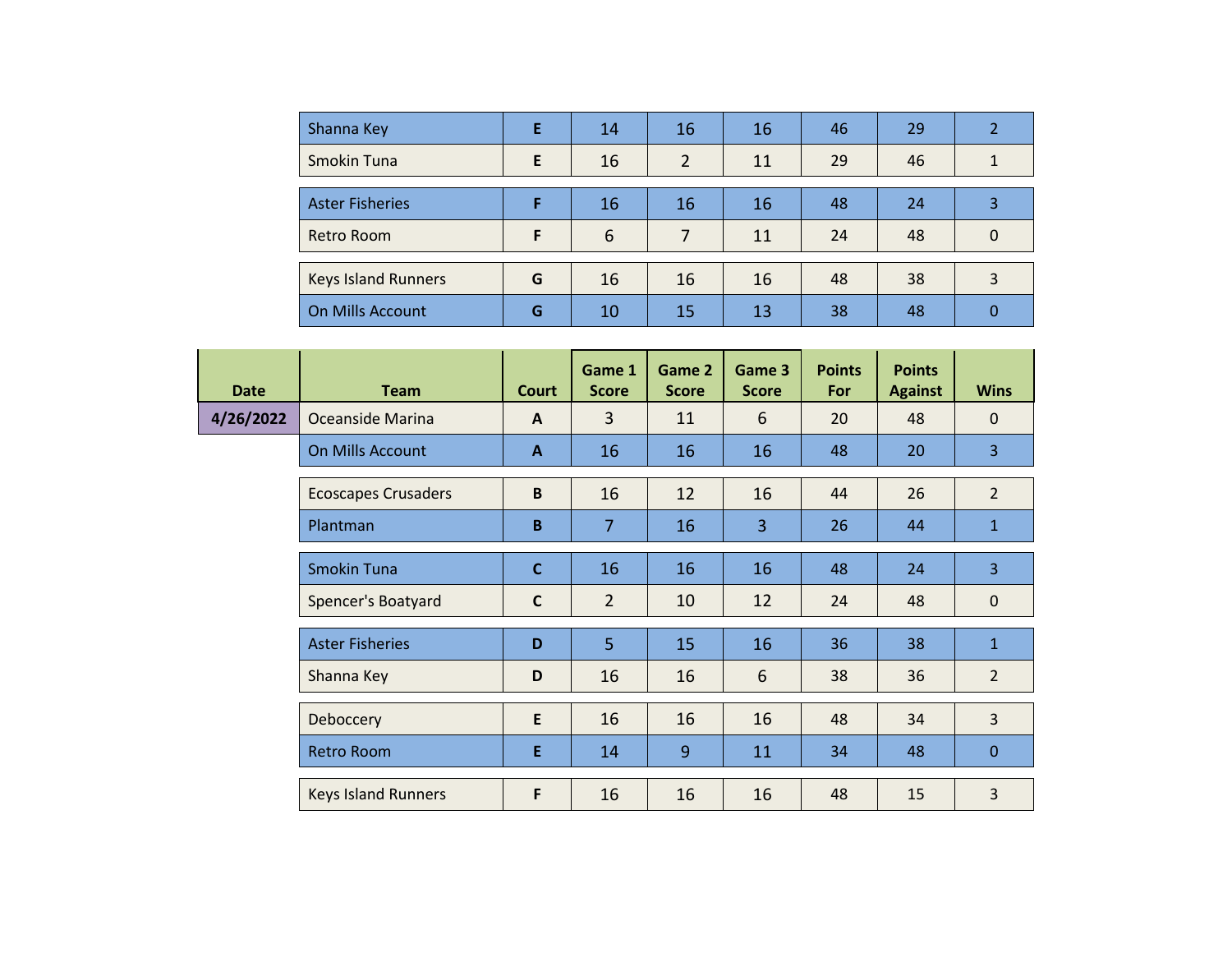| | Team | Court | Game 1 Score | Game 2 Score | Game 3 Score | Points For | Points Against | Wins |
|---|---|---|---|---|---|---|---|---|
| | Shanna Key | E | 14 | 16 | 16 | 46 | 29 | 2 |
| | Smokin Tuna | E | 16 | 2 | 11 | 29 | 46 | 1 |
| | Aster Fisheries | F | 16 | 16 | 16 | 48 | 24 | 3 |
| | Retro Room | F | 6 | 7 | 11 | 24 | 48 | 0 |
| | Keys Island Runners | G | 16 | 16 | 16 | 48 | 38 | 3 |
| | On Mills Account | G | 10 | 15 | 13 | 38 | 48 | 0 |

| Date | Team | Court | Game 1 Score | Game 2 Score | Game 3 Score | Points For | Points Against | Wins |
|---|---|---|---|---|---|---|---|---|
| 4/26/2022 | Oceanside Marina | A | 3 | 11 | 6 | 20 | 48 | 0 |
| | On Mills Account | A | 16 | 16 | 16 | 48 | 20 | 3 |
| | Ecoscapes Crusaders | B | 16 | 12 | 16 | 44 | 26 | 2 |
| | Plantman | B | 7 | 16 | 3 | 26 | 44 | 1 |
| | Smokin Tuna | C | 16 | 16 | 16 | 48 | 24 | 3 |
| | Spencer's Boatyard | C | 2 | 10 | 12 | 24 | 48 | 0 |
| | Aster Fisheries | D | 5 | 15 | 16 | 36 | 38 | 1 |
| | Shanna Key | D | 16 | 16 | 6 | 38 | 36 | 2 |
| | Deboccery | E | 16 | 16 | 16 | 48 | 34 | 3 |
| | Retro Room | E | 14 | 9 | 11 | 34 | 48 | 0 |
| | Keys Island Runners | F | 16 | 16 | 16 | 48 | 15 | 3 |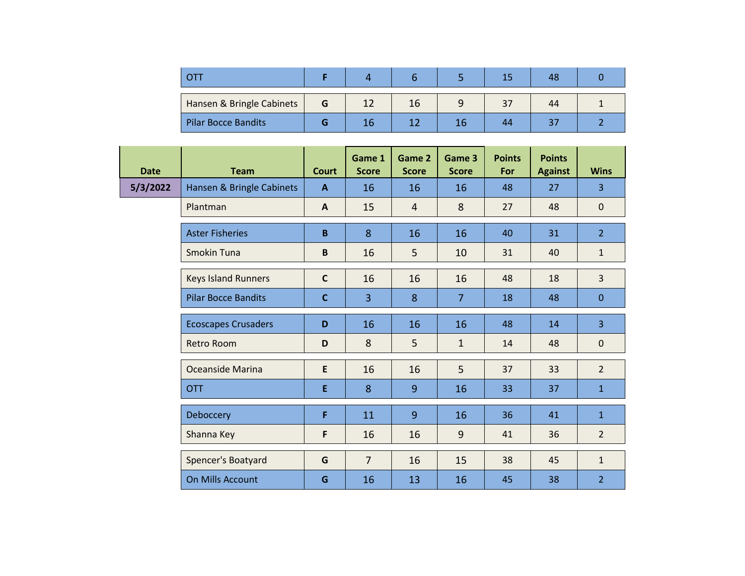| | | | | | | | |
|---|---|---|---|---|---|---|---|
| OTT | F | 4 | 6 | 5 | 15 | 48 | 0 |
| Hansen & Bringle Cabinets | G | 12 | 16 | 9 | 37 | 44 | 1 |
| Pilar Bocce Bandits | G | 16 | 12 | 16 | 44 | 37 | 2 |

| Date | Team | Court | Game 1 Score | Game 2 Score | Game 3 Score | Points For | Points Against | Wins |
|---|---|---|---|---|---|---|---|---|
| 5/3/2022 | Hansen & Bringle Cabinets | A | 16 | 16 | 16 | 48 | 27 | 3 |
| | Plantman | A | 15 | 4 | 8 | 27 | 48 | 0 |
| | Aster Fisheries | B | 8 | 16 | 16 | 40 | 31 | 2 |
| | Smokin Tuna | B | 16 | 5 | 10 | 31 | 40 | 1 |
| | Keys Island Runners | C | 16 | 16 | 16 | 48 | 18 | 3 |
| | Pilar Bocce Bandits | C | 3 | 8 | 7 | 18 | 48 | 0 |
| | Ecoscapes Crusaders | D | 16 | 16 | 16 | 48 | 14 | 3 |
| | Retro Room | D | 8 | 5 | 1 | 14 | 48 | 0 |
| | Oceanside Marina | E | 16 | 16 | 5 | 37 | 33 | 2 |
| | OTT | E | 8 | 9 | 16 | 33 | 37 | 1 |
| | Deboccery | F | 11 | 9 | 16 | 36 | 41 | 1 |
| | Shanna Key | F | 16 | 16 | 9 | 41 | 36 | 2 |
| | Spencer's Boatyard | G | 7 | 16 | 15 | 38 | 45 | 1 |
| | On Mills Account | G | 16 | 13 | 16 | 45 | 38 | 2 |